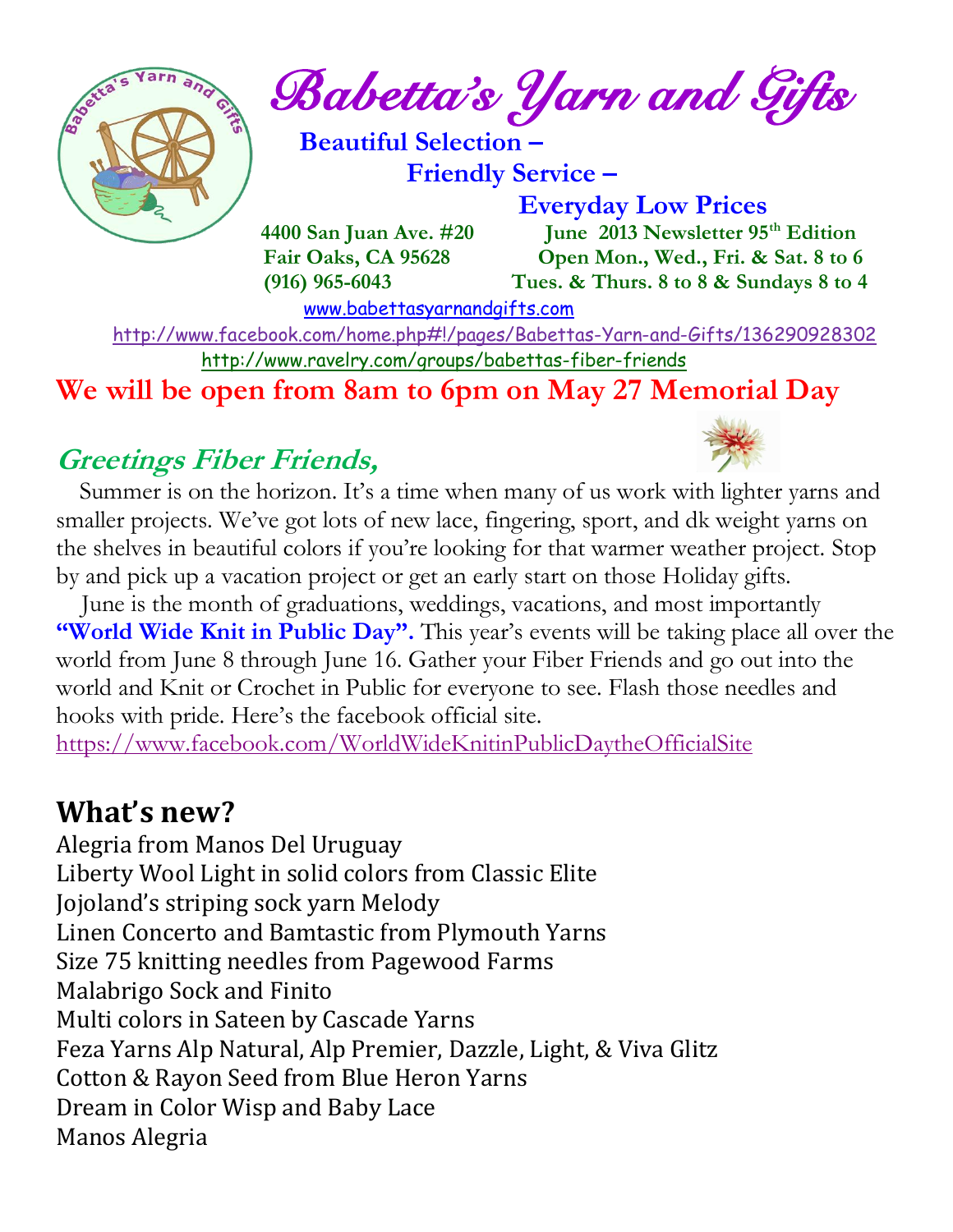# Babetta's Yarn and Gifts

**Beautiful Selection –**
**Friendly Service –**
**Everyday Low Prices**

**4400 San Juan Ave. #20**
**Fair Oaks, CA 95628**
**(916) 965-6043**

**June 2013 Newsletter 95th Edition**
**Open Mon., Wed., Fri. & Sat. 8 to 6**
**Tues. & Thurs. 8 to 8 & Sundays 8 to 4**

www.babettasyarnandgifts.com

http://www.facebook.com/home.php#!/pages/Babettas-Yarn-and-Gifts/136290928302

http://www.ravelry.com/groups/babettas-fiber-friends

**We will be open from 8am to 6pm on May 27 Memorial Day**

## *Greetings Fiber Friends,*

Summer is on the horizon. It's a time when many of us work with lighter yarns and smaller projects. We've got lots of new lace, fingering, sport, and dk weight yarns on the shelves in beautiful colors if you're looking for that warmer weather project. Stop by and pick up a vacation project or get an early start on those Holiday gifts.

June is the month of graduations, weddings, vacations, and most importantly **"World Wide Knit in Public Day".** This year's events will be taking place all over the world from June 8 through June 16. Gather your Fiber Friends and go out into the world and Knit or Crochet in Public for everyone to see. Flash those needles and hooks with pride. Here's the facebook official site.
https://www.facebook.com/WorldWideKnitinPublicDaytheOfficialSite

## What's new?

Alegria from Manos Del Uruguay
Liberty Wool Light in solid colors from Classic Elite
Jojoland's striping sock yarn Melody
Linen Concerto and Bamtastic from Plymouth Yarns
Size 75 knitting needles from Pagewood Farms
Malabrigo Sock and Finito
Multi colors in Sateen by Cascade Yarns
Feza Yarns Alp Natural, Alp Premier, Dazzle, Light, & Viva Glitz
Cotton & Rayon Seed from Blue Heron Yarns
Dream in Color Wisp and Baby Lace
Manos Alegria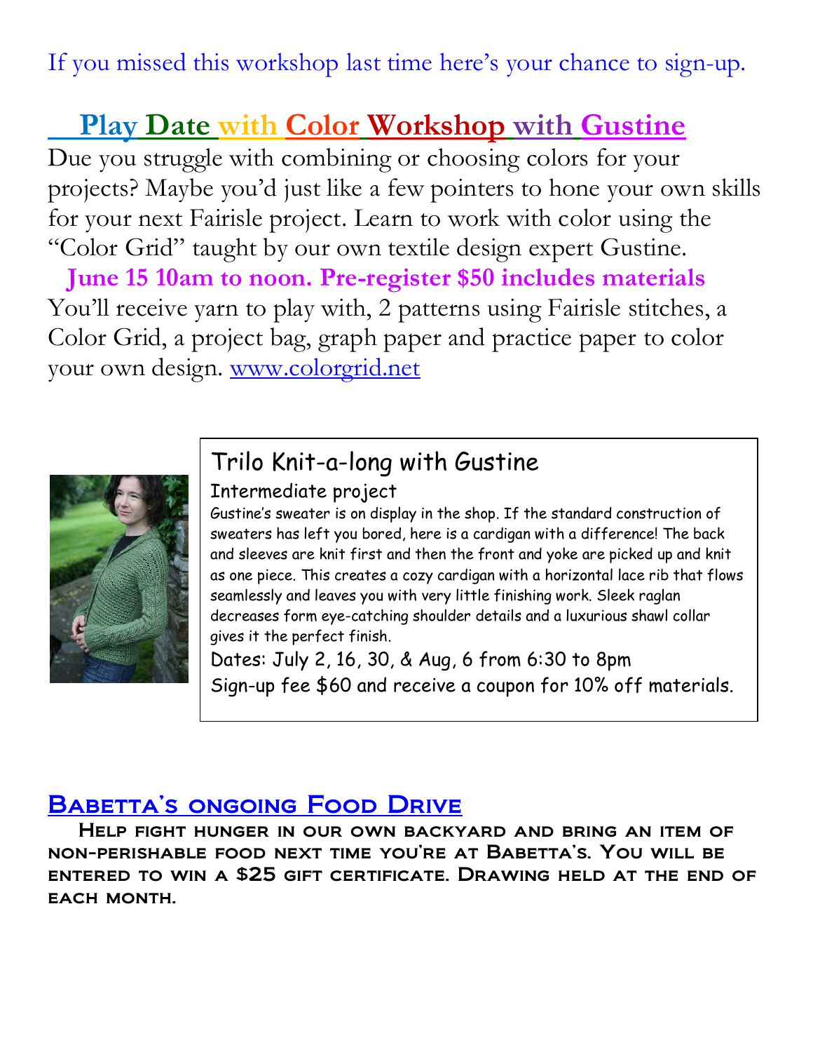If you missed this workshop last time here's your chance to sign-up.

## Play Date with Color Workshop with Gustine

Due you struggle with combining or choosing colors for your projects? Maybe you'd just like a few pointers to hone your own skills for your next Fairisle project. Learn to work with color using the "Color Grid" taught by our own textile design expert Gustine.

**June 15 10am to noon. Pre-register $50 includes materials**

You'll receive yarn to play with, 2 patterns using Fairisle stitches, a Color Grid, a project bag, graph paper and practice paper to color your own design. www.colorgrid.net

## Trilo Knit-a-long with Gustine

Intermediate project

Gustine's sweater is on display in the shop. If the standard construction of sweaters has left you bored, here is a cardigan with a difference! The back and sleeves are knit first and then the front and yoke are picked up and knit as one piece. This creates a cozy cardigan with a horizontal lace rib that flows seamlessly and leaves you with very little finishing work. Sleek raglan decreases form eye-catching shoulder details and a luxurious shawl collar gives it the perfect finish.

Dates: July 2, 16, 30, & Aug, 6 from 6:30 to 8pm

Sign-up fee $60 and receive a coupon for 10% off materials.

## Babetta's ongoing Food Drive

Help fight hunger in our own backyard and bring an item of non-perishable food next time you're at Babetta's. You will be entered to win a $25 gift certificate. Drawing held at the end of each month.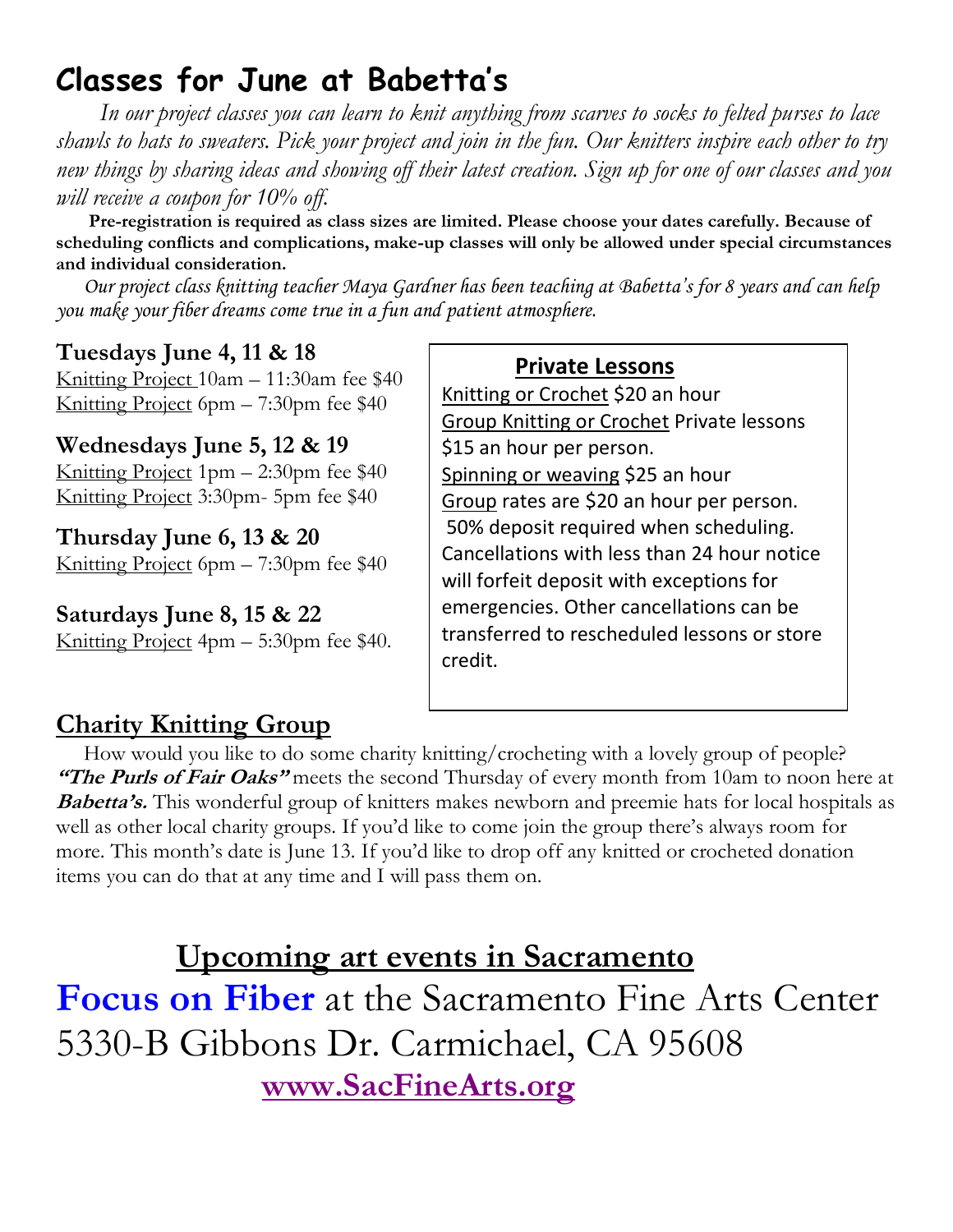# Classes for June at Babetta's

*In our project classes you can learn to knit anything from scarves to socks to felted purses to lace shawls to hats to sweaters. Pick your project and join in the fun. Our knitters inspire each other to try new things by sharing ideas and showing off their latest creation. Sign up for one of our classes and you will receive a coupon for 10% off.*

**Pre-registration is required as class sizes are limited. Please choose your dates carefully. Because of scheduling conflicts and complications, make-up classes will only be allowed under special circumstances and individual consideration.**

*Our project class knitting teacher Maya Gardner has been teaching at Babetta's for 8 years and can help you make your fiber dreams come true in a fun and patient atmosphere.*

**Tuesdays June 4, 11 & 18**
Knitting Project 10am – 11:30am fee $40
Knitting Project 6pm – 7:30pm fee $40

**Wednesdays June 5, 12 & 19**
Knitting Project 1pm – 2:30pm fee $40
Knitting Project 3:30pm- 5pm fee $40

**Thursday June 6, 13 & 20**
Knitting Project 6pm – 7:30pm fee $40

**Saturdays June 8, 15 & 22**
Knitting Project 4pm – 5:30pm fee $40.

## Private Lessons

Knitting or Crochet $20 an hour
Group Knitting or Crochet Private lessons $15 an hour per person.
Spinning or weaving $25 an hour
Group rates are $20 an hour per person.
50% deposit required when scheduling. Cancellations with less than 24 hour notice will forfeit deposit with exceptions for emergencies. Other cancellations can be transferred to rescheduled lessons or store credit.

## Charity Knitting Group

How would you like to do some charity knitting/crocheting with a lovely group of people? ***"The Purls of Fair Oaks"*** meets the second Thursday of every month from 10am to noon here at ***Babetta's.*** This wonderful group of knitters makes newborn and preemie hats for local hospitals as well as other local charity groups. If you'd like to come join the group there's always room for more. This month's date is June 13. If you'd like to drop off any knitted or crocheted donation items you can do that at any time and I will pass them on.

## Upcoming art events in Sacramento

**Focus on Fiber** at the Sacramento Fine Arts Center
5330-B Gibbons Dr. Carmichael, CA 95608
**www.SacFineArts.org**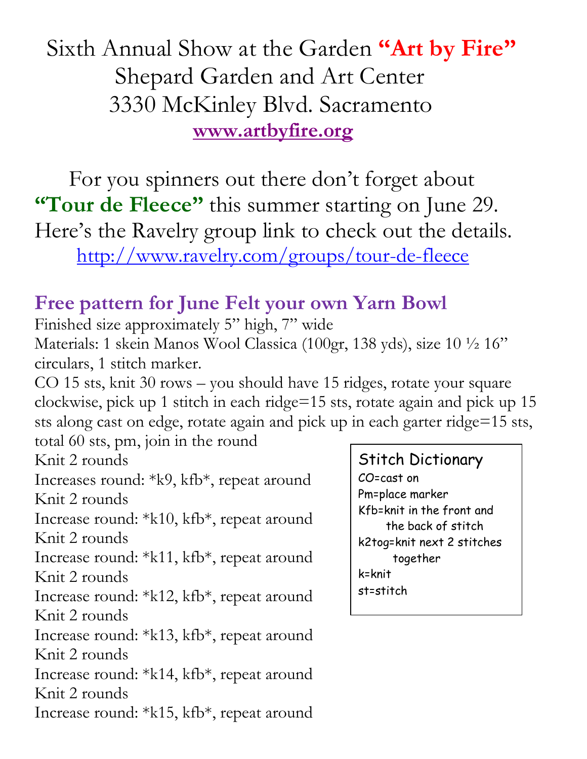Sixth Annual Show at the Garden **"Art by Fire"**
Shepard Garden and Art Center
3330 McKinley Blvd. Sacramento
**www.artbyfire.org**

For you spinners out there don't forget about **"Tour de Fleece"** this summer starting on June 29. Here's the Ravelry group link to check out the details.
http://www.ravelry.com/groups/tour-de-fleece

## Free pattern for June Felt your own Yarn Bowl

Finished size approximately 5" high, 7" wide

Materials: 1 skein Manos Wool Classica (100gr, 138 yds), size 10 ½ 16" circulars, 1 stitch marker.

CO 15 sts, knit 30 rows – you should have 15 ridges, rotate your square clockwise, pick up 1 stitch in each ridge=15 sts, rotate again and pick up 15 sts along cast on edge, rotate again and pick up in each garter ridge=15 sts, total 60 sts, pm, join in the round

Knit 2 rounds
Increases round: *k9, kfb*, repeat around
Knit 2 rounds
Increase round: *k10, kfb*, repeat around
Knit 2 rounds
Increase round: *k11, kfb*, repeat around
Knit 2 rounds
Increase round: *k12, kfb*, repeat around
Knit 2 rounds
Increase round: *k13, kfb*, repeat around
Knit 2 rounds
Increase round: *k14, kfb*, repeat around
Knit 2 rounds
Increase round: *k15, kfb*, repeat around

**Stitch Dictionary**
CO=cast on
Pm=place marker
Kfb=knit in the front and the back of stitch
k2tog=knit next 2 stitches together
k=knit
st=stitch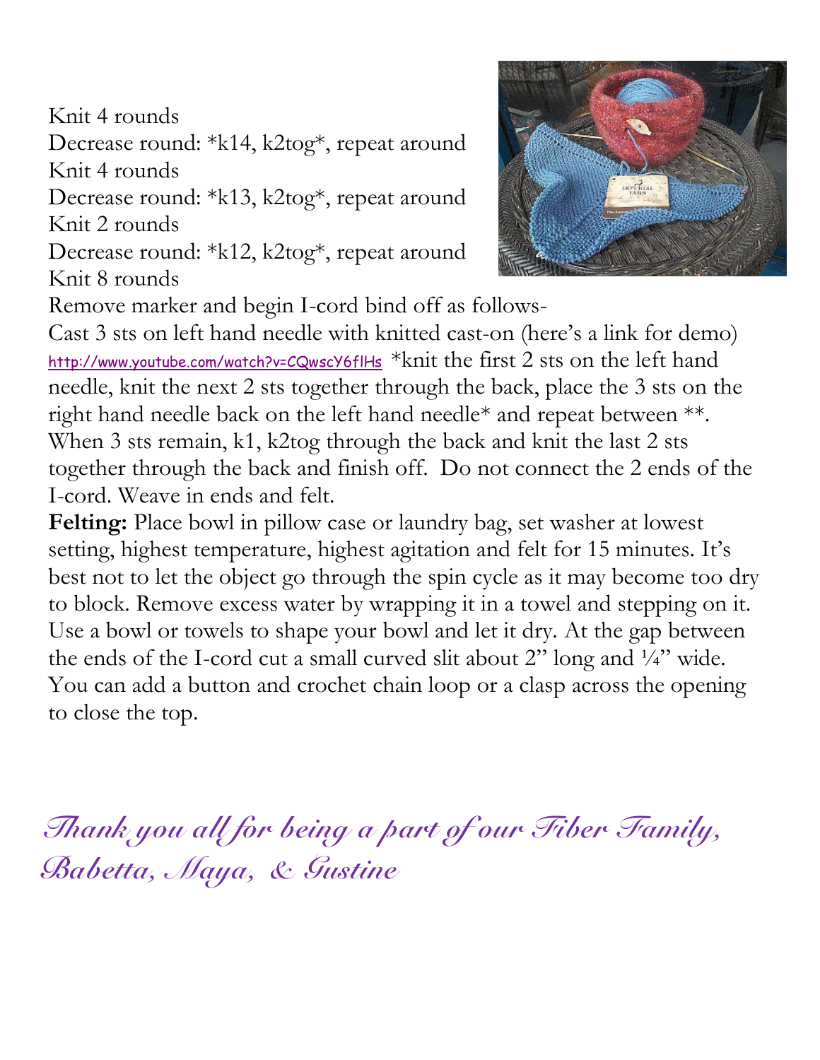Knit 4 rounds
Decrease round: *k14, k2tog*, repeat around
Knit 4 rounds
Decrease round: *k13, k2tog*, repeat around
Knit 2 rounds
Decrease round: *k12, k2tog*, repeat around
Knit 8 rounds
Remove marker and begin I-cord bind off as follows-
Cast 3 sts on left hand needle with knitted cast-on (here's a link for demo) http://www.youtube.com/watch?v=CQwscY6flHs *knit the first 2 sts on the left hand needle, knit the next 2 sts together through the back, place the 3 sts on the right hand needle back on the left hand needle* and repeat between **. When 3 sts remain, k1, k2tog through the back and knit the last 2 sts together through the back and finish off. Do not connect the 2 ends of the I-cord. Weave in ends and felt.

**Felting:** Place bowl in pillow case or laundry bag, set washer at lowest setting, highest temperature, highest agitation and felt for 15 minutes. It's best not to let the object go through the spin cycle as it may become too dry to block. Remove excess water by wrapping it in a towel and stepping on it. Use a bowl or towels to shape your bowl and let it dry. At the gap between the ends of the I-cord cut a small curved slit about 2" long and ¼" wide. You can add a button and crochet chain loop or a clasp across the opening to close the top.

*Thank you all for being a part of our Fiber Family,*
*Babetta, Maya, & Gustine*